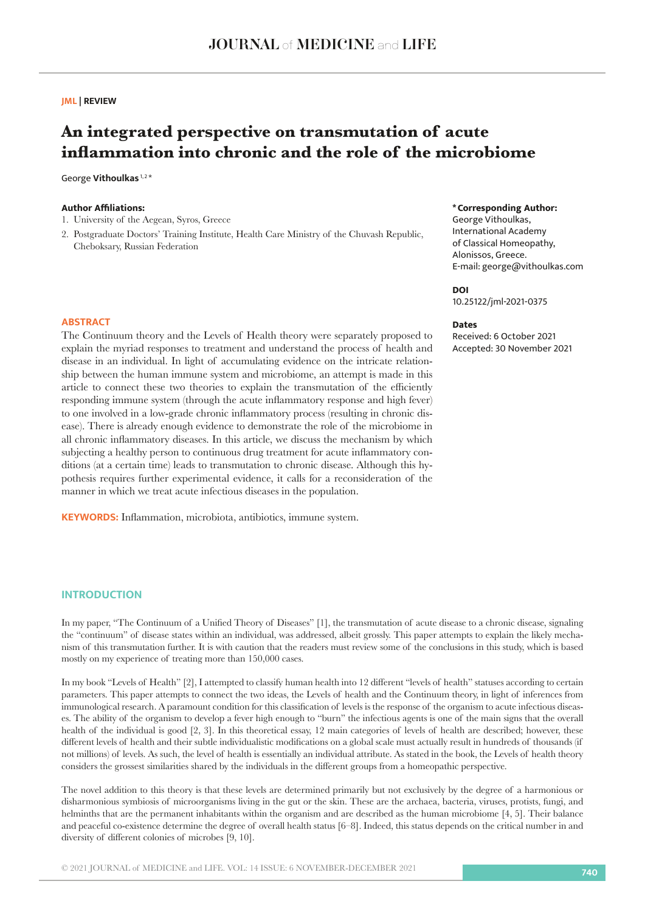JML | REVIEW

# An integrated perspective on transmutation of acute inflammation into chronic and the role of the microbiome

George **Vithoulkas** [1,2]*

**Author Affiliations:**

1. University of the Aegean, Syros, Greece
2. Postgraduate Doctors' Training Institute, Health Care Ministry of the Chuvash Republic, Cheboksary, Russian Federation

**\* Corresponding Author:**
George Vithoulkas,
International Academy of Classical Homeopathy,
Alonissos, Greece.
E-mail: george@vithoulkas.com

**DOI**
10.25122/jml-2021-0375

**Dates**
Received: 6 October 2021
Accepted: 30 November 2021

## ABSTRACT

The Continuum theory and the Levels of Health theory were separately proposed to explain the myriad responses to treatment and understand the process of health and disease in an individual. In light of accumulating evidence on the intricate relationship between the human immune system and microbiome, an attempt is made in this article to connect these two theories to explain the transmutation of the efficiently responding immune system (through the acute inflammatory response and high fever) to one involved in a low-grade chronic inflammatory process (resulting in chronic disease). There is already enough evidence to demonstrate the role of the microbiome in all chronic inflammatory diseases. In this article, we discuss the mechanism by which subjecting a healthy person to continuous drug treatment for acute inflammatory conditions (at a certain time) leads to transmutation to chronic disease. Although this hypothesis requires further experimental evidence, it calls for a reconsideration of the manner in which we treat acute infectious diseases in the population.

**KEYWORDS:** Inflammation, microbiota, antibiotics, immune system.

## INTRODUCTION

In my paper, "The Continuum of a Unified Theory of Diseases" [1], the transmutation of acute disease to a chronic disease, signaling the "continuum" of disease states within an individual, was addressed, albeit grossly. This paper attempts to explain the likely mechanism of this transmutation further. It is with caution that the readers must review some of the conclusions in this study, which is based mostly on my experience of treating more than 150,000 cases.

In my book "Levels of Health" [2], I attempted to classify human health into 12 different "levels of health" statuses according to certain parameters. This paper attempts to connect the two ideas, the Levels of health and the Continuum theory, in light of inferences from immunological research. A paramount condition for this classification of levels is the response of the organism to acute infectious diseases. The ability of the organism to develop a fever high enough to "burn" the infectious agents is one of the main signs that the overall health of the individual is good [2, 3]. In this theoretical essay, 12 main categories of levels of health are described; however, these different levels of health and their subtle individualistic modifications on a global scale must actually result in hundreds of thousands (if not millions) of levels. As such, the level of health is essentially an individual attribute. As stated in the book, the Levels of health theory considers the grossest similarities shared by the individuals in the different groups from a homeopathic perspective.

The novel addition to this theory is that these levels are determined primarily but not exclusively by the degree of a harmonious or disharmonious symbiosis of microorganisms living in the gut or the skin. These are the archaea, bacteria, viruses, protists, fungi, and helminths that are the permanent inhabitants within the organism and are described as the human microbiome [4, 5]. Their balance and peaceful co-existence determine the degree of overall health status [6–8]. Indeed, this status depends on the critical number in and diversity of different colonies of microbes [9, 10].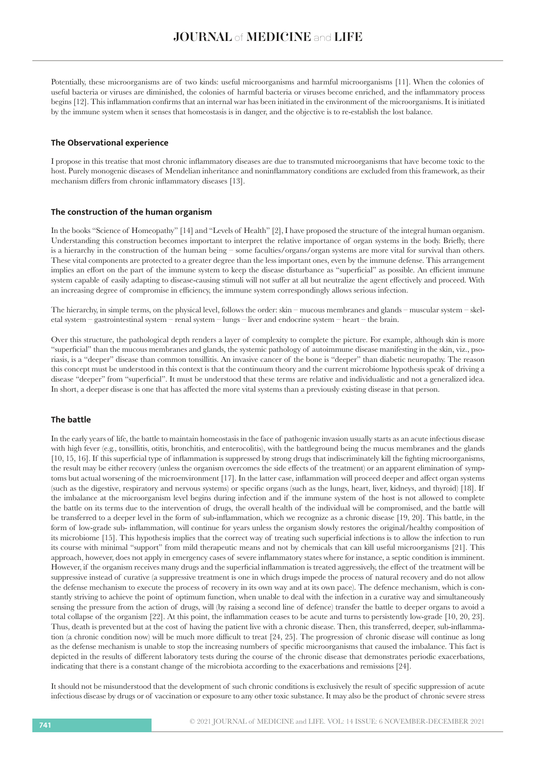Potentially, these microorganisms are of two kinds: useful microorganisms and harmful microorganisms [11]. When the colonies of useful bacteria or viruses are diminished, the colonies of harmful bacteria or viruses become enriched, and the inflammatory process begins [12]. This inflammation confirms that an internal war has been initiated in the environment of the microorganisms. It is initiated by the immune system when it senses that homeostasis is in danger, and the objective is to re-establish the lost balance.

## The Observational experience

I propose in this treatise that most chronic inflammatory diseases are due to transmuted microorganisms that have become toxic to the host. Purely monogenic diseases of Mendelian inheritance and noninflammatory conditions are excluded from this framework, as their mechanism differs from chronic inflammatory diseases [13].

## The construction of the human organism

In the books "Science of Homeopathy" [14] and "Levels of Health" [2], I have proposed the structure of the integral human organism. Understanding this construction becomes important to interpret the relative importance of organ systems in the body. Briefly, there is a hierarchy in the construction of the human being – some faculties/organs/organ systems are more vital for survival than others. These vital components are protected to a greater degree than the less important ones, even by the immune defense. This arrangement implies an effort on the part of the immune system to keep the disease disturbance as "superficial" as possible. An efficient immune system capable of easily adapting to disease-causing stimuli will not suffer at all but neutralize the agent effectively and proceed. With an increasing degree of compromise in efficiency, the immune system correspondingly allows serious infection.

The hierarchy, in simple terms, on the physical level, follows the order: skin – mucous membranes and glands – muscular system – skeletal system – gastrointestinal system – renal system – lungs – liver and endocrine system – heart – the brain.

Over this structure, the pathological depth renders a layer of complexity to complete the picture. For example, although skin is more "superficial" than the mucous membranes and glands, the systemic pathology of autoimmune disease manifesting in the skin, viz., psoriasis, is a "deeper" disease than common tonsillitis. An invasive cancer of the bone is "deeper" than diabetic neuropathy. The reason this concept must be understood in this context is that the continuum theory and the current microbiome hypothesis speak of driving a disease "deeper" from "superficial". It must be understood that these terms are relative and individualistic and not a generalized idea. In short, a deeper disease is one that has affected the more vital systems than a previously existing disease in that person.

## The battle

In the early years of life, the battle to maintain homeostasis in the face of pathogenic invasion usually starts as an acute infectious disease with high fever (e.g., tonsillitis, otitis, bronchitis, and enterocolitis), with the battleground being the mucus membranes and the glands [10, 15, 16]. If this superficial type of inflammation is suppressed by strong drugs that indiscriminately kill the fighting microorganisms, the result may be either recovery (unless the organism overcomes the side effects of the treatment) or an apparent elimination of symptoms but actual worsening of the microenvironment [17]. In the latter case, inflammation will proceed deeper and affect organ systems (such as the digestive, respiratory and nervous systems) or specific organs (such as the lungs, heart, liver, kidneys, and thyroid) [18]. If the imbalance at the microorganism level begins during infection and if the immune system of the host is not allowed to complete the battle on its terms due to the intervention of drugs, the overall health of the individual will be compromised, and the battle will be transferred to a deeper level in the form of sub-inflammation, which we recognize as a chronic disease [19, 20]. This battle, in the form of low-grade sub- inflammation, will continue for years unless the organism slowly restores the original/healthy composition of its microbiome [15]. This hypothesis implies that the correct way of treating such superficial infections is to allow the infection to run its course with minimal "support" from mild therapeutic means and not by chemicals that can kill useful microorganisms [21]. This approach, however, does not apply in emergency cases of severe inflammatory states where for instance, a septic condition is imminent. However, if the organism receives many drugs and the superficial inflammation is treated aggressively, the effect of the treatment will be suppressive instead of curative (a suppressive treatment is one in which drugs impede the process of natural recovery and do not allow the defense mechanism to execute the process of recovery in its own way and at its own pace). The defence mechanism, which is constantly striving to achieve the point of optimum function, when unable to deal with the infection in a curative way and simultaneously sensing the pressure from the action of drugs, will (by raising a second line of defence) transfer the battle to deeper organs to avoid a total collapse of the organism [22]. At this point, the inflammation ceases to be acute and turns to persistently low-grade [10, 20, 23]. Thus, death is prevented but at the cost of having the patient live with a chronic disease. Then, this transferred, deeper, sub-inflammation (a chronic condition now) will be much more difficult to treat [24, 25]. The progression of chronic disease will continue as long as the defense mechanism is unable to stop the increasing numbers of specific microorganisms that caused the imbalance. This fact is depicted in the results of different laboratory tests during the course of the chronic disease that demonstrates periodic exacerbations, indicating that there is a constant change of the microbiota according to the exacerbations and remissions [24].

It should not be misunderstood that the development of such chronic conditions is exclusively the result of specific suppression of acute infectious disease by drugs or of vaccination or exposure to any other toxic substance. It may also be the product of chronic severe stress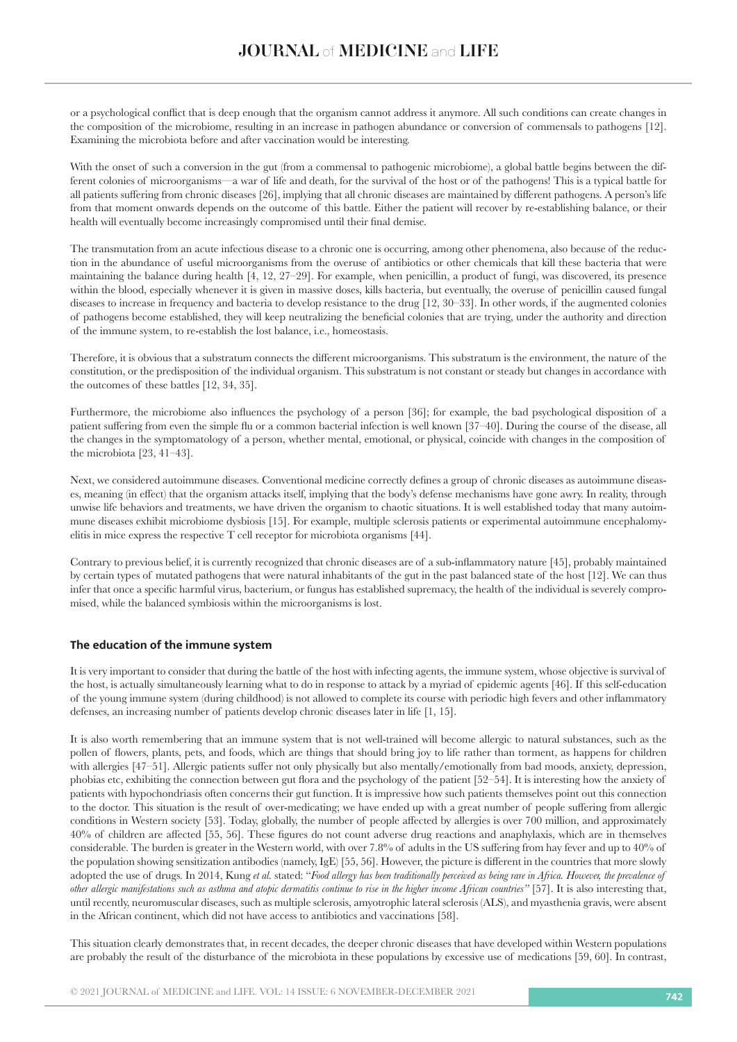or a psychological conflict that is deep enough that the organism cannot address it anymore. All such conditions can create changes in the composition of the microbiome, resulting in an increase in pathogen abundance or conversion of commensals to pathogens [12]. Examining the microbiota before and after vaccination would be interesting.

With the onset of such a conversion in the gut (from a commensal to pathogenic microbiome), a global battle begins between the different colonies of microorganisms—a war of life and death, for the survival of the host or of the pathogens! This is a typical battle for all patients suffering from chronic diseases [26], implying that all chronic diseases are maintained by different pathogens. A person's life from that moment onwards depends on the outcome of this battle. Either the patient will recover by re-establishing balance, or their health will eventually become increasingly compromised until their final demise.

The transmutation from an acute infectious disease to a chronic one is occurring, among other phenomena, also because of the reduction in the abundance of useful microorganisms from the overuse of antibiotics or other chemicals that kill these bacteria that were maintaining the balance during health [4, 12, 27–29]. For example, when penicillin, a product of fungi, was discovered, its presence within the blood, especially whenever it is given in massive doses, kills bacteria, but eventually, the overuse of penicillin caused fungal diseases to increase in frequency and bacteria to develop resistance to the drug [12, 30–33]. In other words, if the augmented colonies of pathogens become established, they will keep neutralizing the beneficial colonies that are trying, under the authority and direction of the immune system, to re-establish the lost balance, i.e., homeostasis.

Therefore, it is obvious that a substratum connects the different microorganisms. This substratum is the environment, the nature of the constitution, or the predisposition of the individual organism. This substratum is not constant or steady but changes in accordance with the outcomes of these battles [12, 34, 35].

Furthermore, the microbiome also influences the psychology of a person [36]; for example, the bad psychological disposition of a patient suffering from even the simple flu or a common bacterial infection is well known [37–40]. During the course of the disease, all the changes in the symptomatology of a person, whether mental, emotional, or physical, coincide with changes in the composition of the microbiota [23, 41–43].

Next, we considered autoimmune diseases. Conventional medicine correctly defines a group of chronic diseases as autoimmune diseases, meaning (in effect) that the organism attacks itself, implying that the body's defense mechanisms have gone awry. In reality, through unwise life behaviors and treatments, we have driven the organism to chaotic situations. It is well established today that many autoimmune diseases exhibit microbiome dysbiosis [15]. For example, multiple sclerosis patients or experimental autoimmune encephalomyelitis in mice express the respective T cell receptor for microbiota organisms [44].

Contrary to previous belief, it is currently recognized that chronic diseases are of a sub-inflammatory nature [45], probably maintained by certain types of mutated pathogens that were natural inhabitants of the gut in the past balanced state of the host [12]. We can thus infer that once a specific harmful virus, bacterium, or fungus has established supremacy, the health of the individual is severely compromised, while the balanced symbiosis within the microorganisms is lost.

## The education of the immune system

It is very important to consider that during the battle of the host with infecting agents, the immune system, whose objective is survival of the host, is actually simultaneously learning what to do in response to attack by a myriad of epidemic agents [46]. If this self-education of the young immune system (during childhood) is not allowed to complete its course with periodic high fevers and other inflammatory defenses, an increasing number of patients develop chronic diseases later in life [1, 15].

It is also worth remembering that an immune system that is not well-trained will become allergic to natural substances, such as the pollen of flowers, plants, pets, and foods, which are things that should bring joy to life rather than torment, as happens for children with allergies [47–51]. Allergic patients suffer not only physically but also mentally/emotionally from bad moods, anxiety, depression, phobias etc, exhibiting the connection between gut flora and the psychology of the patient [52–54]. It is interesting how the anxiety of patients with hypochondriasis often concerns their gut function. It is impressive how such patients themselves point out this connection to the doctor. This situation is the result of over-medicating; we have ended up with a great number of people suffering from allergic conditions in Western society [53]. Today, globally, the number of people affected by allergies is over 700 million, and approximately 40% of children are affected [55, 56]. These figures do not count adverse drug reactions and anaphylaxis, which are in themselves considerable. The burden is greater in the Western world, with over 7.8% of adults in the US suffering from hay fever and up to 40% of the population showing sensitization antibodies (namely, IgE) [55, 56]. However, the picture is different in the countries that more slowly adopted the use of drugs. In 2014, Kung *et al.* stated: "*Food allergy has been traditionally perceived as being rare in Africa. However, the prevalence of other allergic manifestations such as asthma and atopic dermatitis continue to rise in the higher income African countries*" [57]. It is also interesting that, until recently, neuromuscular diseases, such as multiple sclerosis, amyotrophic lateral sclerosis (ALS), and myasthenia gravis, were absent in the African continent, which did not have access to antibiotics and vaccinations [58].

This situation clearly demonstrates that, in recent decades, the deeper chronic diseases that have developed within Western populations are probably the result of the disturbance of the microbiota in these populations by excessive use of medications [59, 60]. In contrast,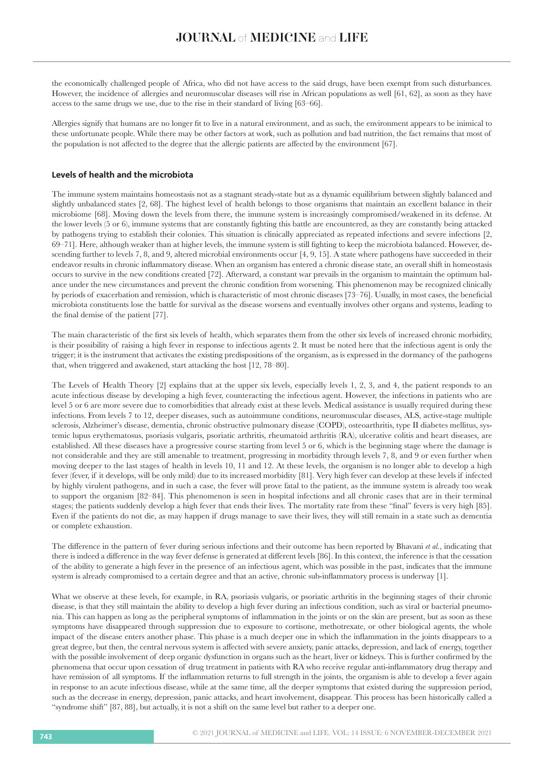the economically challenged people of Africa, who did not have access to the said drugs, have been exempt from such disturbances. However, the incidence of allergies and neuromuscular diseases will rise in African populations as well [61, 62], as soon as they have access to the same drugs we use, due to the rise in their standard of living [63–66].

Allergies signify that humans are no longer fit to live in a natural environment, and as such, the environment appears to be inimical to these unfortunate people. While there may be other factors at work, such as pollution and bad nutrition, the fact remains that most of the population is not affected to the degree that the allergic patients are affected by the environment [67].

### Levels of health and the microbiota

The immune system maintains homeostasis not as a stagnant steady-state but as a dynamic equilibrium between slightly balanced and slightly unbalanced states [2, 68]. The highest level of health belongs to those organisms that maintain an excellent balance in their microbiome [68]. Moving down the levels from there, the immune system is increasingly compromised/weakened in its defense. At the lower levels (5 or 6), immune systems that are constantly fighting this battle are encountered, as they are constantly being attacked by pathogens trying to establish their colonies. This situation is clinically appreciated as repeated infections and severe infections [2, 69–71]. Here, although weaker than at higher levels, the immune system is still fighting to keep the microbiota balanced. However, descending further to levels 7, 8, and 9, altered microbial environments occur [4, 9, 15]. A state where pathogens have succeeded in their endeavor results in chronic inflammatory disease. When an organism has entered a chronic disease state, an overall shift in homeostasis occurs to survive in the new conditions created [72]. Afterward, a constant war prevails in the organism to maintain the optimum balance under the new circumstances and prevent the chronic condition from worsening. This phenomenon may be recognized clinically by periods of exacerbation and remission, which is characteristic of most chronic diseases [73–76]. Usually, in most cases, the beneficial microbiota constituents lose the battle for survival as the disease worsens and eventually involves other organs and systems, leading to the final demise of the patient [77].

The main characteristic of the first six levels of health, which separates them from the other six levels of increased chronic morbidity, is their possibility of raising a high fever in response to infectious agents 2. It must be noted here that the infectious agent is only the trigger; it is the instrument that activates the existing predispositions of the organism, as is expressed in the dormancy of the pathogens that, when triggered and awakened, start attacking the host [12, 78–80].

The Levels of Health Theory [2] explains that at the upper six levels, especially levels 1, 2, 3, and 4, the patient responds to an acute infectious disease by developing a high fever, counteracting the infectious agent. However, the infections in patients who are level 5 or 6 are more severe due to comorbidities that already exist at these levels. Medical assistance is usually required during these infections. From levels 7 to 12, deeper diseases, such as autoimmune conditions, neuromuscular diseases, ALS, active-stage multiple sclerosis, Alzheimer's disease, dementia, chronic obstructive pulmonary disease (COPD), osteoarthritis, type II diabetes mellitus, systemic lupus erythematosus, psoriasis vulgaris, psoriatic arthritis, rheumatoid arthritis (RA), ulcerative colitis and heart diseases, are established. All these diseases have a progressive course starting from level 5 or 6, which is the beginning stage where the damage is not considerable and they are still amenable to treatment, progressing in morbidity through levels 7, 8, and 9 or even further when moving deeper to the last stages of health in levels 10, 11 and 12. At these levels, the organism is no longer able to develop a high fever (fever, if it develops, will be only mild) due to its increased morbidity [81]. Very high fever can develop at these levels if infected by highly virulent pathogens, and in such a case, the fever will prove fatal to the patient, as the immune system is already too weak to support the organism [82–84]. This phenomenon is seen in hospital infections and all chronic cases that are in their terminal stages; the patients suddenly develop a high fever that ends their lives. The mortality rate from these "final" fevers is very high [85]. Even if the patients do not die, as may happen if drugs manage to save their lives, they will still remain in a state such as dementia or complete exhaustion.

The difference in the pattern of fever during serious infections and their outcome has been reported by Bhavani *et al.*, indicating that there is indeed a difference in the way fever defense is generated at different levels [86]. In this context, the inference is that the cessation of the ability to generate a high fever in the presence of an infectious agent, which was possible in the past, indicates that the immune system is already compromised to a certain degree and that an active, chronic sub-inflammatory process is underway [1].

What we observe at these levels, for example, in RA, psoriasis vulgaris, or psoriatic arthritis in the beginning stages of their chronic disease, is that they still maintain the ability to develop a high fever during an infectious condition, such as viral or bacterial pneumonia. This can happen as long as the peripheral symptoms of inflammation in the joints or on the skin are present, but as soon as these symptoms have disappeared through suppression due to exposure to cortisone, methotrexate, or other biological agents, the whole impact of the disease enters another phase. This phase is a much deeper one in which the inflammation in the joints disappears to a great degree, but then, the central nervous system is affected with severe anxiety, panic attacks, depression, and lack of energy, together with the possible involvement of deep organic dysfunction in organs such as the heart, liver or kidneys. This is further confirmed by the phenomena that occur upon cessation of drug treatment in patients with RA who receive regular anti-inflammatory drug therapy and have remission of all symptoms. If the inflammation returns to full strength in the joints, the organism is able to develop a fever again in response to an acute infectious disease, while at the same time, all the deeper symptoms that existed during the suppression period, such as the decrease in energy, depression, panic attacks, and heart involvement, disappear. This process has been historically called a "syndrome shift" [87, 88], but actually, it is not a shift on the same level but rather to a deeper one.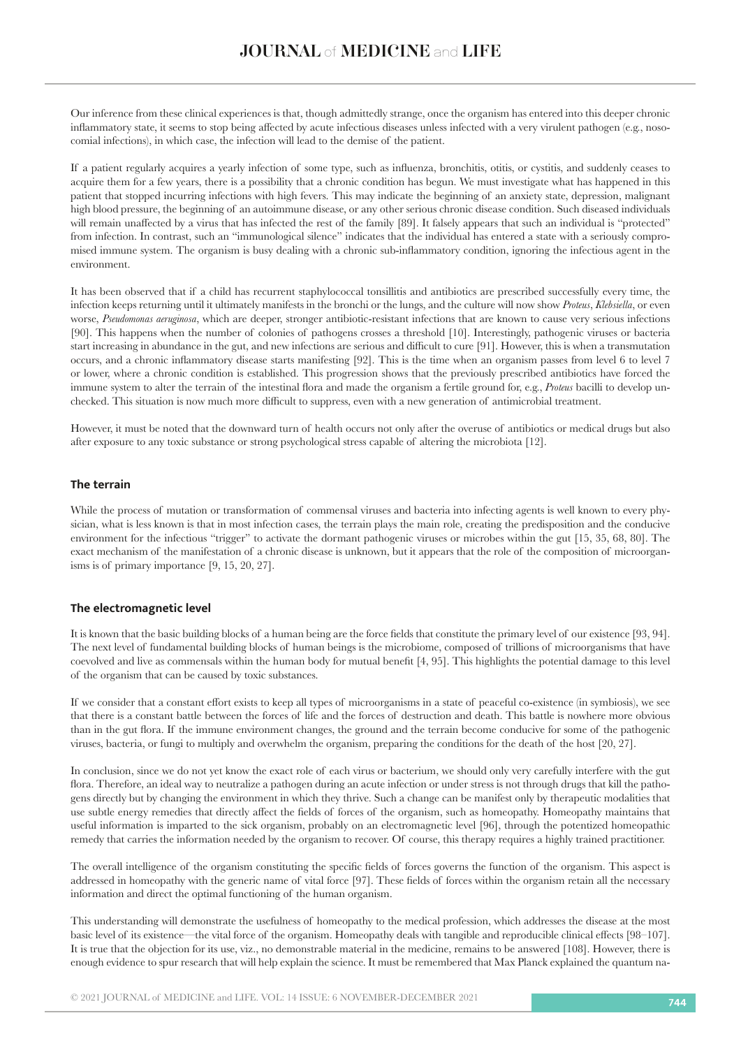Our inference from these clinical experiences is that, though admittedly strange, once the organism has entered into this deeper chronic inflammatory state, it seems to stop being affected by acute infectious diseases unless infected with a very virulent pathogen (e.g., nosocomial infections), in which case, the infection will lead to the demise of the patient.

If a patient regularly acquires a yearly infection of some type, such as influenza, bronchitis, otitis, or cystitis, and suddenly ceases to acquire them for a few years, there is a possibility that a chronic condition has begun. We must investigate what has happened in this patient that stopped incurring infections with high fevers. This may indicate the beginning of an anxiety state, depression, malignant high blood pressure, the beginning of an autoimmune disease, or any other serious chronic disease condition. Such diseased individuals will remain unaffected by a virus that has infected the rest of the family [89]. It falsely appears that such an individual is "protected" from infection. In contrast, such an "immunological silence" indicates that the individual has entered a state with a seriously compromised immune system. The organism is busy dealing with a chronic sub-inflammatory condition, ignoring the infectious agent in the environment.

It has been observed that if a child has recurrent staphylococcal tonsillitis and antibiotics are prescribed successfully every time, the infection keeps returning until it ultimately manifests in the bronchi or the lungs, and the culture will now show *Proteus*, *Klebsiella*, or even worse, *Pseudomonas aeruginosa*, which are deeper, stronger antibiotic-resistant infections that are known to cause very serious infections [90]. This happens when the number of colonies of pathogens crosses a threshold [10]. Interestingly, pathogenic viruses or bacteria start increasing in abundance in the gut, and new infections are serious and difficult to cure [91]. However, this is when a transmutation occurs, and a chronic inflammatory disease starts manifesting [92]. This is the time when an organism passes from level 6 to level 7 or lower, where a chronic condition is established. This progression shows that the previously prescribed antibiotics have forced the immune system to alter the terrain of the intestinal flora and made the organism a fertile ground for, e.g., *Proteus* bacilli to develop unchecked. This situation is now much more difficult to suppress, even with a new generation of antimicrobial treatment.

However, it must be noted that the downward turn of health occurs not only after the overuse of antibiotics or medical drugs but also after exposure to any toxic substance or strong psychological stress capable of altering the microbiota [12].

## The terrain

While the process of mutation or transformation of commensal viruses and bacteria into infecting agents is well known to every physician, what is less known is that in most infection cases, the terrain plays the main role, creating the predisposition and the conducive environment for the infectious "trigger" to activate the dormant pathogenic viruses or microbes within the gut [15, 35, 68, 80]. The exact mechanism of the manifestation of a chronic disease is unknown, but it appears that the role of the composition of microorganisms is of primary importance [9, 15, 20, 27].

## The electromagnetic level

It is known that the basic building blocks of a human being are the force fields that constitute the primary level of our existence [93, 94]. The next level of fundamental building blocks of human beings is the microbiome, composed of trillions of microorganisms that have coevolved and live as commensals within the human body for mutual benefit [4, 95]. This highlights the potential damage to this level of the organism that can be caused by toxic substances.

If we consider that a constant effort exists to keep all types of microorganisms in a state of peaceful co-existence (in symbiosis), we see that there is a constant battle between the forces of life and the forces of destruction and death. This battle is nowhere more obvious than in the gut flora. If the immune environment changes, the ground and the terrain become conducive for some of the pathogenic viruses, bacteria, or fungi to multiply and overwhelm the organism, preparing the conditions for the death of the host [20, 27].

In conclusion, since we do not yet know the exact role of each virus or bacterium, we should only very carefully interfere with the gut flora. Therefore, an ideal way to neutralize a pathogen during an acute infection or under stress is not through drugs that kill the pathogens directly but by changing the environment in which they thrive. Such a change can be manifest only by therapeutic modalities that use subtle energy remedies that directly affect the fields of forces of the organism, such as homeopathy. Homeopathy maintains that useful information is imparted to the sick organism, probably on an electromagnetic level [96], through the potentized homeopathic remedy that carries the information needed by the organism to recover. Of course, this therapy requires a highly trained practitioner.

The overall intelligence of the organism constituting the specific fields of forces governs the function of the organism. This aspect is addressed in homeopathy with the generic name of vital force [97]. These fields of forces within the organism retain all the necessary information and direct the optimal functioning of the human organism.

This understanding will demonstrate the usefulness of homeopathy to the medical profession, which addresses the disease at the most basic level of its existence—the vital force of the organism. Homeopathy deals with tangible and reproducible clinical effects [98–107]. It is true that the objection for its use, viz., no demonstrable material in the medicine, remains to be answered [108]. However, there is enough evidence to spur research that will help explain the science. It must be remembered that Max Planck explained the quantum na-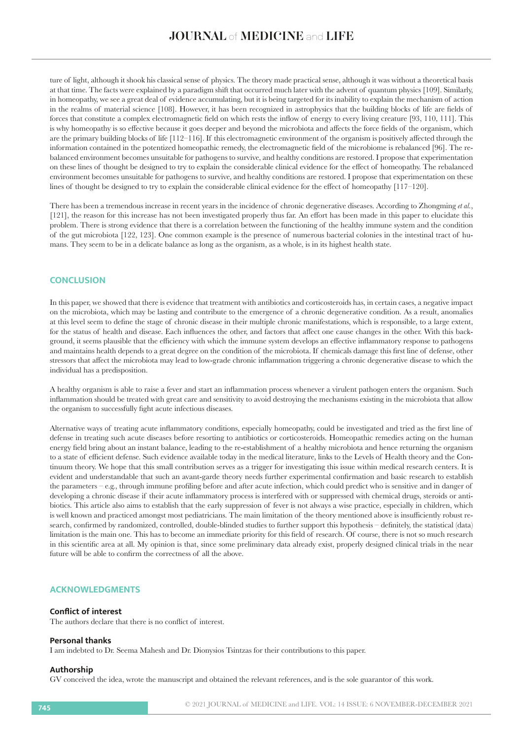ture of light, although it shook his classical sense of physics. The theory made practical sense, although it was without a theoretical basis at that time. The facts were explained by a paradigm shift that occurred much later with the advent of quantum physics [109]. Similarly, in homeopathy, we see a great deal of evidence accumulating, but it is being targeted for its inability to explain the mechanism of action in the realms of material science [108]. However, it has been recognized in astrophysics that the building blocks of life are fields of forces that constitute a complex electromagnetic field on which rests the inflow of energy to every living creature [93, 110, 111]. This is why homeopathy is so effective because it goes deeper and beyond the microbiota and affects the force fields of the organism, which are the primary building blocks of life [112–116]. If this electromagnetic environment of the organism is positively affected through the information contained in the potentized homeopathic remedy, the electromagnetic field of the microbiome is rebalanced [96]. The rebalanced environment becomes unsuitable for pathogens to survive, and healthy conditions are restored. I propose that experimentation on these lines of thought be designed to try to explain the considerable clinical evidence for the effect of homeopathy. The rebalanced environment becomes unsuitable for pathogens to survive, and healthy conditions are restored. I propose that experimentation on these lines of thought be designed to try to explain the considerable clinical evidence for the effect of homeopathy [117–120].

There has been a tremendous increase in recent years in the incidence of chronic degenerative diseases. According to Zhongming *et al.*, [121], the reason for this increase has not been investigated properly thus far. An effort has been made in this paper to elucidate this problem. There is strong evidence that there is a correlation between the functioning of the healthy immune system and the condition of the gut microbiota [122, 123]. One common example is the presence of numerous bacterial colonies in the intestinal tract of humans. They seem to be in a delicate balance as long as the organism, as a whole, is in its highest health state.

## CONCLUSION

In this paper, we showed that there is evidence that treatment with antibiotics and corticosteroids has, in certain cases, a negative impact on the microbiota, which may be lasting and contribute to the emergence of a chronic degenerative condition. As a result, anomalies at this level seem to define the stage of chronic disease in their multiple chronic manifestations, which is responsible, to a large extent, for the status of health and disease. Each influences the other, and factors that affect one cause changes in the other. With this background, it seems plausible that the efficiency with which the immune system develops an effective inflammatory response to pathogens and maintains health depends to a great degree on the condition of the microbiota. If chemicals damage this first line of defense, other stressors that affect the microbiota may lead to low-grade chronic inflammation triggering a chronic degenerative disease to which the individual has a predisposition.

A healthy organism is able to raise a fever and start an inflammation process whenever a virulent pathogen enters the organism. Such inflammation should be treated with great care and sensitivity to avoid destroying the mechanisms existing in the microbiota that allow the organism to successfully fight acute infectious diseases.

Alternative ways of treating acute inflammatory conditions, especially homeopathy, could be investigated and tried as the first line of defense in treating such acute diseases before resorting to antibiotics or corticosteroids. Homeopathic remedies acting on the human energy field bring about an instant balance, leading to the re-establishment of a healthy microbiota and hence returning the organism to a state of efficient defense. Such evidence available today in the medical literature, links to the Levels of Health theory and the Continuum theory. We hope that this small contribution serves as a trigger for investigating this issue within medical research centers. It is evident and understandable that such an avant-garde theory needs further experimental confirmation and basic research to establish the parameters – e.g., through immune profiling before and after acute infection, which could predict who is sensitive and in danger of developing a chronic disease if their acute inflammatory process is interfered with or suppressed with chemical drugs, steroids or antibiotics. This article also aims to establish that the early suppression of fever is not always a wise practice, especially in children, which is well known and practiced amongst most pediatricians. The main limitation of the theory mentioned above is insufficiently robust research, confirmed by randomized, controlled, double-blinded studies to further support this hypothesis – definitely, the statistical (data) limitation is the main one. This has to become an immediate priority for this field of research. Of course, there is not so much research in this scientific area at all. My opinion is that, since some preliminary data already exist, properly designed clinical trials in the near future will be able to confirm the correctness of all the above.

## ACKNOWLEDGMENTS

### Conflict of interest

The authors declare that there is no conflict of interest.

### Personal thanks

I am indebted to Dr. Seema Mahesh and Dr. Dionysios Tsintzas for their contributions to this paper.

### Authorship

GV conceived the idea, wrote the manuscript and obtained the relevant references, and is the sole guarantor of this work.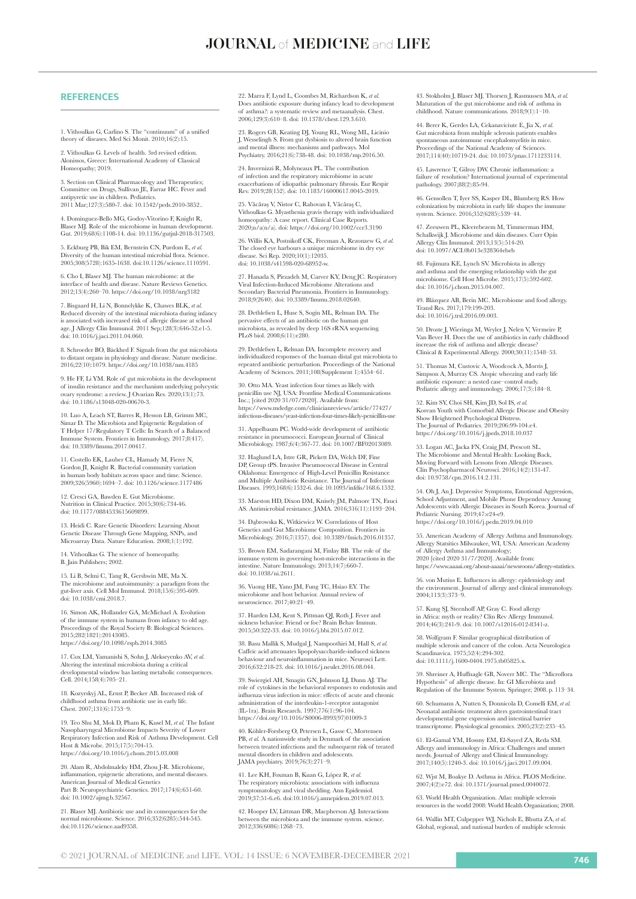## REFERENCES

1. Vithoulkas G, Carlino S. The "continuum" of a unified theory of diseases. Med Sci Monit. 2010;16(2):15.

2. Vithoulkas G. Levels of health. 3rd revised edition. Alonissos, Greece: International Academy of Classical Homeopathy; 2019.

3. Section on Clinical Pharmacology and Therapeutics; Committee on Drugs, Sullivan JE, Farrar HC. Fever and antipyretic use in children. Pediatrics. 2011 Mar;127(3):580-7. doi: 10.1542/peds.2010-3852..

4. Dominguez-Bello MG, Godoy-Vitorino F, Knight R, Blaser MJ. Role of the microbiome in human development. Gut. 2019;68(6):1108-14. doi: 10.1136/gutjnl-2018-317503.

5. Eckburg PB, Bik EM, Bernstein CN, Purdom E, *et al.* Diversity of the human intestinal microbial flora. Science. 2005;308(5728):1635-1638. doi:10.1126/science.1110591.

6. Cho I, Blaser MJ. The human microbiome: at the interface of health and disease. Nature Reviews Genetics. 2012;13(4):260–70. https://doi.org/10.1038/nrg3182

7. Bisgaard H, Li N, Bonnelykke K, Chawes BLK, *et al.* Reduced diversity of the intestinal microbiota during infancy is associated with increased risk of allergic disease at school age. J Allergy Clin Immunol. 2011 Sep;128(3):646-52.e1-5. doi: 10.1016/j.jaci.2011.04.060.

8. Schroeder BO, Bäckhed F. Signals from the gut microbiota to distant organs in physiology and disease. Nature medicine. 2016;22(10):1079. https://doi.org/10.1038/nm.4185

9. He FF, Li YM. Role of gut microbiota in the development of insulin resistance and the mechanism underlying polycystic ovary syndrome: a review. J Ovarian Res. 2020;13(1):73. doi: 10.1186/s13048-020-00670-3.

10. Luo A, Leach ST, Barres R, Hesson LB, Grimm MC, Simar D. The Microbiota and Epigenetic Regulation of T Helper 17/Regulatory T Cells: In Search of a Balanced Immune System. Frontiers in Immunology. 2017;8(417). doi: 10.3389/fimmu.2017.00417.

11. Costello EK, Lauber CL, Hamady M, Fierer N, Gordon JI, Knight R. Bacterial community variation in human body habitats across space and time. Science. 2009;326(5960):1694–7. doi: 10.1126/science.1177486

12. Cresci GA, Bawden E. Gut Microbiome. Nutrition in Clinical Practice. 2015;30(6):734-46. doi: 10.1177/0884533615609899.

13. Heidi C. Rare Genetic Disorders: Learning About Genetic Disease Through Gene Mapping, SNPs, and Microarray Data. Nature Education. 2008;1(1):192.

14. Vithoulkas G. The science of homeopathy. B. Jain Publishers; 2002.

15. Li B, Selmi C, Tang R, Gershwin ME, Ma X. The microbiome and autoimmunity: a paradigm from the gut-liver axis. Cell Mol Immunol. 2018;15(6):595-609. doi: 10.1038/cmi.2018.7.

16. Simon AK, Hollander GA, McMichael A. Evolution of the immune system in humans from infancy to old age. Proceedings of the Royal Society B: Biological Sciences. 2015;282(1821):20143085. https://doi.org/10.1098/rspb.2014.3085

17. Cox LM, Yamanishi S, Sohn J, Alekseyenko AV, *et al.* Altering the intestinal microbiota during a critical developmental window has lasting metabolic consequences. Cell. 2014;158(4):705–21.

18. Kozyrskyj AL, Ernst P, Becker AB. Increased risk of childhood asthma from antibiotic use in early life. Chest. 2007;131(6):1753–9.

19. Teo Shu M, Mok D, Pham K, Kusel M, *et al.* The Infant Nasopharyngeal Microbiome Impacts Severity of Lower Respiratory Infection and Risk of Asthma Development. Cell Host & Microbe. 2015;17(5):704-15. https://doi.org/10.1016/j.chom.2015.03.008

20. Alam R, Abdolmaleky HM, Zhou J-R. Microbiome, inflammation, epigenetic alterations, and mental diseases. American Journal of Medical Genetics Part B: Neuropsychiatric Genetics. 2017;174(6):651-60. doi: 10.1002/ajmg.b.32567.

21. Blaser MJ. Antibiotic use and its consequences for the normal microbiome. Science. 2016;352(6285):544-545. doi:10.1126/science.aad9358.

22. Marra F, Lynd L, Coombes M, Richardson K, *et al.* Does antibiotic exposure during infancy lead to development of asthma?: a systematic review and metaanalysis. Chest. 2006;129(3):610–8. doi: 10.1378/chest.129.3.610.

23. Rogers GB, Keating DJ, Young RL, Wong ML, Licinio J, Wesselingh S. From gut dysbiosis to altered brain function and mental illness: mechanisms and pathways. Mol Psychiatry. 2016;21(6):738-48. doi: 10.1038/mp.2016.50.

24. Invernizzi R, Molyneaux PL. The contribution of infection and the respiratory microbiome in acute exacerbations of idiopathic pulmonary fibrosis. Eur Respir Rev. 2019;28(152). doi: 10.1183/16000617.0045-2019.

25. Văcăraş V, Nistor C, Rahovan I, Văcăraş C, Vithoulkas G. Myasthenia gravis therapy with individualized homeopathy: A case report. Clinical Case Reports. 2020;n/a(n/a). doi: https://doi.org/10.1002/ccr3.3190

26. Willis KA, Postnikoff CK, Freeman A, Rezonzew G, *et al.* The closed eye harbours a unique microbiome in dry eye disease. Sci Rep. 2020;10(1):12035. doi: 10.1038/s41598-020-68952-w.

27. Hanada S, Pirzadeh M, Carver KY, Deng JC. Respiratory Viral Infection-Induced Microbiome Alterations and Secondary Bacterial Pneumonia. Frontiers in Immunology. 2018;9(2640). doi: 10.3389/fimmu.2018.02640.

28. Dethlefsen L, Huse S, Sogin ML, Relman DA. The pervasive effects of an antibiotic on the human gut microbiota, as revealed by deep 16S rRNA sequencing. PLoS biol. 2008;6(11):e280.

29. Dethlefsen L, Relman DA. Incomplete recovery and individualized responses of the human distal gut microbiota to repeated antibiotic perturbation. Proceedings of the National Academy of Sciences. 2011;108(Supplement 1):4554–61.

30. Otto MA. Yeast infection four times as likely with penicillin use NJ, USA: Frontline Medical Communications Inc.; [cited 2020 31/07/2020]. Available from: https://www.mdedge.com/clinicianreviews/article/77427/infectious-diseases/yeast-infection-four-times-likely-penicillin-use

31. Appelbaum PC. World-wide development of antibiotic resistance in pneumococci. European Journal of Clinical Microbiology. 1987;6(4):367-77. doi: 10.1007/BF02013089.

32. Haglund LA, Istre GR, Pickett DA, Welch DF, Fine DP, Group tPS. Invasive Pneumococcal Disease in Central Oklahoma: Emergence of High-Level Penicillin Resistance and Multiple Antibiotic Resistance. The Journal of Infectious Diseases. 1993;168(6):1532-6. doi: 10.1093/infdis/168.6.1532.

33. Marston HD, Dixon DM, Knisely JM, Palmore TN, Fauci AS. Antimicrobial resistance. JAMA. 2016;316(11):1193–204.

34. Dąbrowska K, Witkiewicz W. Correlations of Host Genetics and Gut Microbiome Composition. Frontiers in Microbiology. 2016;7(1357). doi: 10.3389/fmicb.2016.01357.

35. Brown EM, Sadarangani M, Finlay BB. The role of the immune system in governing host-microbe interactions in the intestine. Nature Immunology. 2013;14(7):660-7. doi: 10.1038/ni.2611.

36. Vuong HE, Yano JM, Fung TC, Hsiao EY. The microbiome and host behavior. Annual review of neuroscience. 2017;40:21–49.

37. Harden LM, Kent S, Pittman QJ, Roth J. Fever and sickness behavior: Friend or foe? Brain Behav Immun. 2015;50:322-33. doi: 10.1016/j.bbi.2015.07.012.

38. Basu Mallik S, Mudgal J, Nampoothiri M, Hall S, *et al.* Caffeic acid attenuates lipopolysaccharide-induced sickness behaviour and neuroinflammation in mice. Neurosci Lett. 2016;632:218-23. doi: 10.1016/j.neulet.2016.08.044.

39. Swiergiel AH, Smagin GN, Johnson LJ, Dunn AJ. The role of cytokines in the behavioral responses to endotoxin and influenza virus infection in mice: effects of acute and chronic administration of the interleukin-1-receptor antagonist (IL-1ra). Brain Research. 1997;776(1):96-104. https://doi.org/10.1016/S0006-8993(97)01009-3

40. Köhler-Forsberg O, Petersen L, Gasse C, Mortensen PB, *et al.* A nationwide study in Denmark of the association between treated infections and the subsequent risk of treated mental disorders in children and adolescents. JAMA psychiatry. 2019;76(3):271–9.

41. Lee KH, Foxman B, Kuan G, López R, *et al.* The respiratory microbiota: associations with influenza symptomatology and viral shedding. Ann Epidemiol. 2019;37:51-6.e6. doi:10.1016/j.annepidem.2019.07.013.

42. Hooper LV, Littman DR, Macpherson AJ. Interactions between the microbiota and the immune system. science. 2012;336(6086):1268–73.

43. Stokholm J, Blaser MJ, Thorsen J, Rasmussen MA, *et al.* Maturation of the gut microbiome and risk of asthma in childhood. Nature communications. 2018;9(1):1–10.

44. Berer K, Gerdes LA, Cekanaviciute E, Jia X, *et al.* Gut microbiota from multiple sclerosis patients enables spontaneous autoimmune encephalomyelitis in mice. Proceedings of the National Academy of Sciences. 2017;114(40):10719-24. doi: 10.1073/pnas.1711233114.

45. Lawrence T, Gilroy DW. Chronic inflammation: a failure of resolution? International journal of experimental pathology. 2007;88(2):85-94.

46. Gensollen T, Iyer SS, Kasper DL, Blumberg RS. How colonization by microbiota in early life shapes the immune system. Science. 2016;352(6285):539–44.

47. Zeeuwen PL, Kleerebezem M, Timmerman HM, Schalkwijk J. Microbiome and skin diseases. Curr Opin Allergy Clin Immunol. 2013;13(5):514-20. doi: 10.1097/ACI.0b013e328364ebeb

48. Fujimura KE, Lynch SV. Microbiota in allergy and asthma and the emerging relationship with the gut microbiome. Cell Host Microbe. 2015;17(5):592-602. doi: 10.1016/j.chom.2015.04.007.

49. Blázquez AB, Berin MC. Microbiome and food allergy. Transl Res. 2017;179:199-203. doi: 10.1016/j.trsl.2016.09.003.

50. Droste J, Wieringa M, Weyler J, Nelen V, Vermeire P, Van Bever H. Does the use of antibiotics in early childhood increase the risk of asthma and allergic disease? Clinical & Experimental Allergy. 2000;30(11):1548–53.

51. Thomas M, Custovic A, Woodcock A, Morris J, Simpson A, Murray CS. Atopic wheezing and early life antibiotic exposure: a nested case–control study. Pediatric allergy and immunology. 2006;17(3):184–8.

52. Kim SY, Choi SH, Kim JD, Sol IS, *et al.* Korean Youth with Comorbid Allergic Disease and Obesity Show Heightened Psychological Distress. The Journal of Pediatrics. 2019;206:99-104.e4. https://doi.org/10.1016/j.jpeds.2018.10.037

53. Logan AC, Jacka FN, Craig JM, Prescott SL. The Microbiome and Mental Health: Looking Back, Moving Forward with Lessons from Allergic Diseases. Clin Psychopharmacol Neurosci. 2016;14(2):131-47. doi: 10.9758/cpn.2016.14.2.131.

54. Oh J, An J. Depressive Symptoms, Emotional Aggression, School Adjustment, and Mobile Phone Dependency Among Adolescents with Allergic Diseases in South Korea. Journal of Pediatric Nursing. 2019;47:e24-e9. https://doi.org/10.1016/j.pedn.2019.04.010

55. American Academy of Allergy Asthma and Immunology. Allergy Statsitics Milwaukee, WI, USA: American Academy of Allergy Asthma and Immunology; 2020 [cited 2020 31/7/2020]. Available from: https://www.aaaai.org/about-aaaai/newsroom/allergy-statistics.

56. von Mutius E. Influences in allergy: epidemiology and the environment. Journal of allergy and clinical immunology. 2004;113(3):373–9.

57. Kung SJ, Steenhoff AP, Gray C. Food allergy in Africa: myth or reality? Clin Rev Allergy Immunol. 2014;46(3):241-9. doi: 10.1007/s12016-012-8341-z.

58. Wolfgram F. Similar geographical distribution of multiple sclerosis and cancer of the colon. Acta Neurologica Scandinavica. 1975;52(4):294-302. doi: 10.1111/j.1600-0404.1975.tb05825.x.

59. Shreiner A, Huffnagle GB, Noverr MC. The "Microflora Hypothesis" of allergic disease. In: GI Microbiota and Regulation of the Immune System. Springer; 2008. p. 113–34.

60. Schumann A, Nutten S, Donnicola D, Comelli EM, *et al.* Neonatal antibiotic treatment alters gastrointestinal tract developmental gene expression and intestinal barrier transcriptome. Physiological genomics. 2005;23(2):235–45.

61. El-Gamal YM, Hossny EM, El-Sayed ZA, Reda SM. Allergy and immunology in Africa: Challenges and unmet needs. Journal of Allergy and Clinical Immunology. 2017;140(5):1240-3. doi: 10.1016/j.jaci.2017.09.004.

62. Wjst M, Boakye D. Asthma in Africa. PLOS Medicine. 2007;4(2):e72. doi: 10.1371/journal.pmed.0040072.

63. World Health Organization. Atlas: multiple sclerosis resources in the world 2008: World Health Organization; 2008.

64. Wallin MT, Culpepper WJ, Nichols E, Bhutta ZA, *et al.* Global, regional, and national burden of multiple sclerosis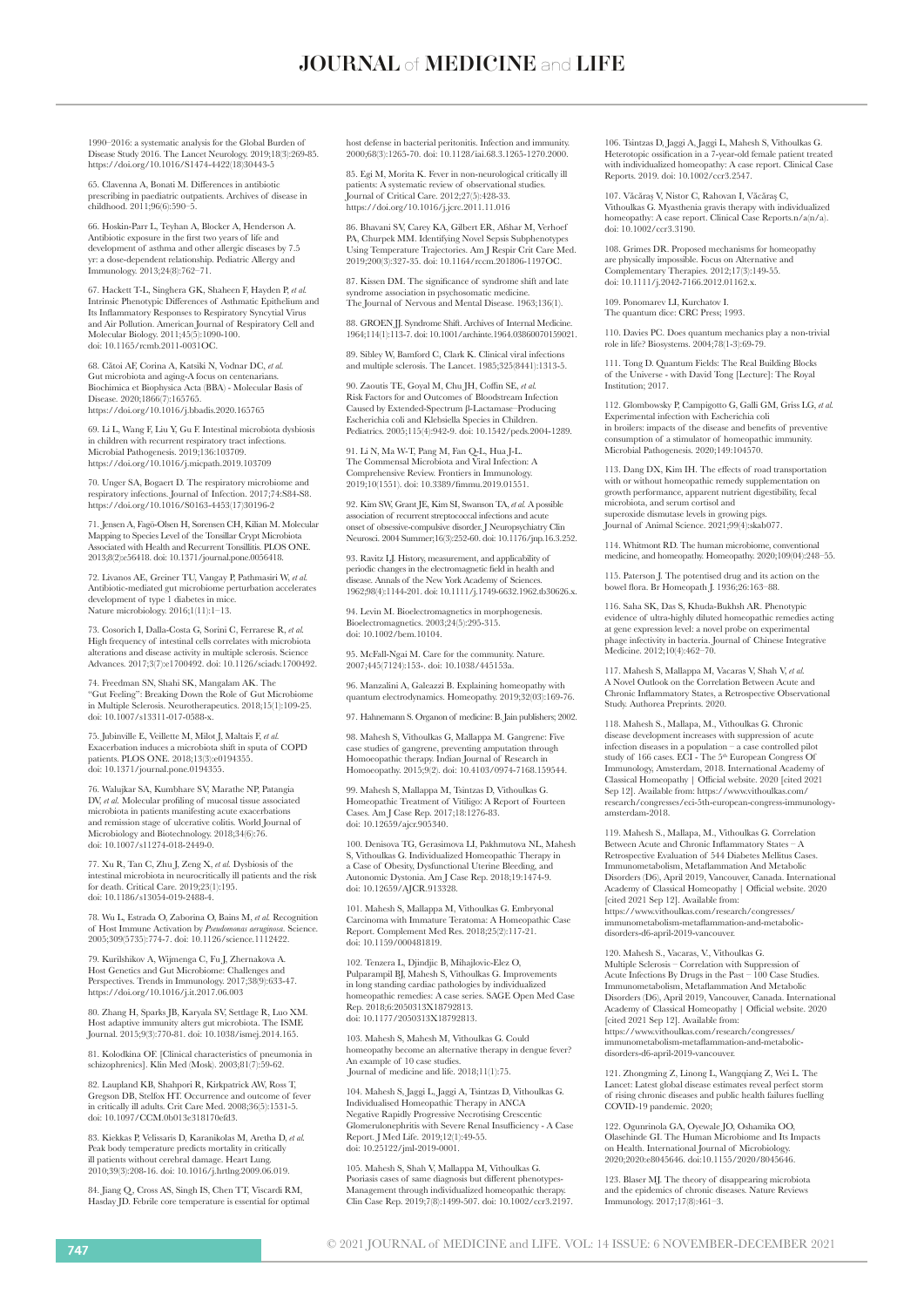1990–2016: a systematic analysis for the Global Burden of Disease Study 2016. The Lancet Neurology. 2019;18(3):269-85. https://doi.org/10.1016/S1474-4422(18)30443-5

65. Clavenna A, Bonati M. Differences in antibiotic prescribing in paediatric outpatients. Archives of disease in childhood. 2011;96(6):590–5.

66. Hoskin-Parr L, Teyhan A, Blocker A, Henderson A. Antibiotic exposure in the first two years of life and development of asthma and other allergic diseases by 7.5 yr: a dose-dependent relationship. Pediatric Allergy and Immunology. 2013;24(8):762–71.

67. Hackett T-L, Singhera GK, Shaheen F, Hayden P, *et al.* Intrinsic Phenotypic Differences of Asthmatic Epithelium and Its Inflammatory Responses to Respiratory Syncytial Virus and Air Pollution. American Journal of Respiratory Cell and Molecular Biology. 2011;45(5):1090-100. doi: 10.1165/rcmb.2011-0031OC.

68. Câtoi AF, Corina A, Katsiki N, Vodnar DC, *et al.* Gut microbiota and aging-A focus on centenarians. Biochimica et Biophysica Acta (BBA) - Molecular Basis of Disease. 2020;1866(7):165765. https://doi.org/10.1016/j.bbadis.2020.165765

69. Li L, Wang F, Liu Y, Gu F. Intestinal microbiota dysbiosis in children with recurrent respiratory tract infections. Microbial Pathogenesis. 2019;136:103709. https://doi.org/10.1016/j.micpath.2019.103709

70. Unger SA, Bogaert D. The respiratory microbiome and respiratory infections. Journal of Infection. 2017;74:S84-S8. https://doi.org/10.1016/S0163-4453(17)30196-2

71. Jensen A, Fagö-Olsen H, Sorensen CH, Kilian M. Molecular Mapping to Species Level of the Tonsillar Crypt Microbiota Associated with Health and Recurrent Tonsillitis. PLOS ONE. 2013;8(2):e56418. doi: 10.1371/journal.pone.0056418.

72. Livanos AE, Greiner TU, Vangay P, Pathmasiri W, *et al.* Antibiotic-mediated gut microbiome perturbation accelerates development of type 1 diabetes in mice. Nature microbiology. 2016;1(11):1–13.

73. Cosorich I, Dalla-Costa G, Sorini C, Ferrarese R, *et al.* High frequency of intestinal cells correlates with microbiota alterations and disease activity in multiple sclerosis. Science Advances. 2017;3(7):e1700492. doi: 10.1126/sciadv.1700492.

74. Freedman SN, Shahi SK, Mangalam AK. The "Gut Feeling": Breaking Down the Role of Gut Microbiome in Multiple Sclerosis. Neurotherapeutics. 2018;15(1):109-25. doi: 10.1007/s13311-017-0588-x.

75. Jubinville E, Veillette M, Milot J, Maltais F, *et al.* Exacerbation induces a microbiota shift in sputa of COPD patients. PLOS ONE. 2018;13(3):e0194355. doi: 10.1371/journal.pone.0194355.

76. Walujkar SA, Kumbhare SV, Marathe NP, Patangia DV, *et al.* Molecular profiling of mucosal tissue associated microbiota in patients manifesting acute exacerbations and remission stage of ulcerative colitis. World Journal of Microbiology and Biotechnology. 2018;34(6):76. doi: 10.1007/s11274-018-2449-0.

77. Xu R, Tan C, Zhu J, Zeng X, *et al.* Dysbiosis of the intestinal microbiota in neurocritically ill patients and the risk for death. Critical Care. 2019;23(1):195. doi: 10.1186/s13054-019-2488-4.

78. Wu L, Estrada O, Zaborina O, Bains M, *et al.* Recognition of Host Immune Activation by *Pseudomonas aeruginosa*. Science. 2005;309(5735):774-7. doi: 10.1126/science.1112422.

79. Kurilshikov A, Wijmenga C, Fu J, Zhernakova A. Host Genetics and Gut Microbiome: Challenges and Perspectives. Trends in Immunology. 2017;38(9):633-47. https://doi.org/10.1016/j.it.2017.06.003

80. Zhang H, Sparks JB, Karyala SV, Settlage R, Luo XM. Host adaptive immunity alters gut microbiota. The ISME Journal. 2015;9(3):770-81. doi: 10.1038/ismej.2014.165.

81. Kolodkina OF. [Clinical characteristics of pneumonia in schizophrenics]. Klin Med (Mosk). 2003;81(7):59-62.

82. Laupland KB, Shahpori R, Kirkpatrick AW, Ross T, Gregson DB, Stelfox HT. Occurrence and outcome of fever in critically ill adults. Crit Care Med. 2008;36(5):1531-5. doi: 10.1097/CCM.0b013e318170efd3.

83. Kiekkas P, Velissaris D, Karanikolas M, Aretha D, *et al.* Peak body temperature predicts mortality in critically ill patients without cerebral damage. Heart Lung. 2010;39(3):208-16. doi: 10.1016/j.hrtlng.2009.06.019.

84. Jiang Q, Cross AS, Singh IS, Chen TT, Viscardi RM, Hasday JD. Febrile core temperature is essential for optimal host defense in bacterial peritonitis. Infection and immunity. 2000;68(3):1265-70. doi: 10.1128/iai.68.3.1265-1270.2000.

85. Egi M, Morita K. Fever in non-neurological critically ill patients: A systematic review of observational studies. Journal of Critical Care. 2012;27(5):428-33. https://doi.org/10.1016/j.jcrc.2011.11.016

86. Bhavani SV, Carey KA, Gilbert ER, Afshar M, Verhoef PA, Churpek MM. Identifying Novel Sepsis Subphenotypes Using Temperature Trajectories. Am J Respir Crit Care Med. 2019;200(3):327-35. doi: 10.1164/rccm.201806-1197OC.

87. Kissen DM. The significance of syndrome shift and late syndrome association in psychosomatic medicine. The Journal of Nervous and Mental Disease. 1963;136(1).

88. GROEN JJ. Syndrome Shift. Archives of Internal Medicine. 1964;114(1):113-7. doi: 10.1001/archinte.1964.03860070159021.

89. Sibley W, Bamford C, Clark K. Clinical viral infections and multiple sclerosis. The Lancet. 1985;325(8441):1313-5.

90. Zaoutis TE, Goyal M, Chu JH, Coffin SE, *et al.* Risk Factors for and Outcomes of Bloodstream Infection Caused by Extended-Spectrum β-Lactamase–Producing Escherichia coli and Klebsiella Species in Children. Pediatrics. 2005;115(4):942-9. doi: 10.1542/peds.2004-1289.

91. Li N, Ma W-T, Pang M, Fan Q-L, Hua J-L. The Commensal Microbiota and Viral Infection: A Comprehensive Review. Frontiers in Immunology. 2019;10(1551). doi: 10.3389/fimmu.2019.01551.

92. Kim SW, Grant JE, Kim SI, Swanson TA, *et al.* A possible association of recurrent streptococcal infections and acute onset of obsessive-compulsive disorder. J Neuropsychiatry Clin Neurosci. 2004 Summer;16(3):252-60. doi: 10.1176/jnp.16.3.252.

93. Ravitz LJ. History, measurement, and applicability of periodic changes in the electromagnetic field in health and disease. Annals of the New York Academy of Sciences. 1962;98(4):1144-201. doi: 10.1111/j.1749-6632.1962.tb30626.x.

94. Levin M. Bioelectromagnetics in morphogenesis. Bioelectromagnetics. 2003;24(5):295-315. doi: 10.1002/bem.10104.

95. McFall-Ngai M. Care for the community. Nature. 2007;445(7124):153-. doi: 10.1038/445153a.

96. Manzalini A, Galeazzi B. Explaining homeopathy with quantum electrodynamics. Homeopathy. 2019;32(03):169-76.

97. Hahnemann S. Organon of medicine: B. Jain publishers; 2002.

98. Mahesh S, Vithoulkas G, Mallappa M. Gangrene: Five case studies of gangrene, preventing amputation through Homoeopathic therapy. Indian Journal of Research in Homoeopathy. 2015;9(2). doi: 10.4103/0974-7168.159544.

99. Mahesh S, Mallappa M, Tsintzas D, Vithoulkas G. Homeopathic Treatment of Vitiligo: A Report of Fourteen Cases. Am J Case Rep. 2017;18:1276-83. doi: 10.12659/ajcr.905340.

100. Denisova TG, Gerasimova LI, Pakhmutova NL, Mahesh S, Vithoulkas G. Individualized Homeopathic Therapy in a Case of Obesity, Dysfunctional Uterine Bleeding, and Autonomic Dystonia. Am J Case Rep. 2018;19:1474-9. doi: 10.12659/AJCR.913328.

101. Mahesh S, Mallappa M, Vithoulkas G. Embryonal Carcinoma with Immature Teratoma: A Homeopathic Case Report. Complement Med Res. 2018;25(2):117-21. doi: 10.1159/000481819.

102. Tenzera L, Djindjic B, Mihajlovic-Elez O, Pulparampil BJ, Mahesh S, Vithoulkas G. Improvements in long standing cardiac pathologies by individualized homeopathic remedies: A case series. SAGE Open Med Case Rep. 2018;6:2050313X18792813. doi: 10.1177/2050313X18792813.

103. Mahesh S, Mahesh M, Vithoulkas G. Could homeopathy become an alternative therapy in dengue fever? An example of 10 case studies. Journal of medicine and life. 2018;11(1):75.

104. Mahesh S, Jaggi L, Jaggi A, Tsintzas D, Vithoulkas G. Individualised Homeopathic Therapy in ANCA Negative Rapidly Progressive Necrotising Crescentic Glomerulonephritis with Severe Renal Insufficiency - A Case Report. J Med Life. 2019;12(1):49-55. doi: 10.25122/jml-2019-0001.

105. Mahesh S, Shah V, Mallappa M, Vithoulkas G. Psoriasis cases of same diagnosis but different phenotypes-Management through individualized homeopathic therapy. Clin Case Rep. 2019;7(8):1499-507. doi: 10.1002/ccr3.2197.

106. Tsintzas D, Jaggi A, Jaggi L, Mahesh S, Vithoulkas G. Heterotopic ossification in a 7-year-old female patient treated with individualized homeopathy: A case report. Clinical Case Reports. 2019. doi: 10.1002/ccr3.2547.

107. Văcăraş V, Nistor C, Rahovan I, Văcăraş C, Vithoulkas G. Myasthenia gravis therapy with individualized homeopathy: A case report. Clinical Case Reports.n/a(n/a). doi: 10.1002/ccr3.3190.

108. Grimes DR. Proposed mechanisms for homeopathy are physically impossible. Focus on Alternative and Complementary Therapies. 2012;17(3):149-55. doi: 10.1111/j.2042-7166.2012.01162.x.

109. Ponomarev LI, Kurchatov I. The quantum dice: CRC Press; 1993.

110. Davies PC. Does quantum mechanics play a non-trivial role in life? Biosystems. 2004;78(1-3):69-79.

111. Tong D. Quantum Fields: The Real Building Blocks of the Universe - with David Tong [Lecture]: The Royal Institution; 2017.

112. Glombowsky P, Campigotto G, Galli GM, Griss LG, *et al.* Experimental infection with Escherichia coli in broilers: impacts of the disease and benefits of preventive consumption of a stimulator of homeopathic immunity. Microbial Pathogenesis. 2020;149:104570.

113. Dang DX, Kim IH. The effects of road transportation with or without homeopathic remedy supplementation on growth performance, apparent nutrient digestibility, fecal microbiota, and serum cortisol and superoxide dismutase levels in growing pigs. Journal of Animal Science. 2021;99(4):skab077.

114. Whitmont RD. The human microbiome, conventional medicine, and homeopathy. Homeopathy. 2020;109(04):248–55.

115. Paterson J. The potentised drug and its action on the bowel flora. Br Homeopath J. 1936;26:163–88.

116. Saha SK, Das S, Khuda-Bukhsh AR. Phenotypic evidence of ultra-highly diluted homeopathic remedies acting at gene expression level: a novel probe on experimental phage infectivity in bacteria. Journal of Chinese Integrative Medicine. 2012;10(4):462–70.

117. Mahesh S, Mallappa M, Vacaras V, Shah V, *et al.* A Novel Outlook on the Correlation Between Acute and Chronic Inflammatory States, a Retrospective Observational Study. Authorea Preprints. 2020.

118. Mahesh S., Mallapa, M., Vithoulkas G. Chronic disease development increases with suppression of acute infection diseases in a population – a case controlled pilot study of 166 cases. ECI - The 5th European Congress Of Immunology, Amsterdam, 2018. International Academy of Classical Homeopathy | Official website. 2020 [cited 2021 Sep 12]. Available from: https://www.vithoulkas.com/research/congresses/eci-5th-european-congress-immunology-amsterdam-2018.

119. Mahesh S., Mallapa, M., Vithoulkas G. Correlation Between Acute and Chronic Inflammatory States – A Retrospective Evaluation of 544 Diabetes Mellitus Cases. Immunometabolism, Metaflammation And Metabolic Disorders (D6), April 2019, Vancouver, Canada. International Academy of Classical Homeopathy | Official website. 2020 [cited 2021 Sep 12]. Available from: https://www.vithoulkas.com/research/congresses/immunometabolism-metaflammation-and-metabolic-disorders-d6-april-2019-vancouver.

120. Mahesh S., Vacaras, V., Vithoulkas G. Multiple Sclerosis – Correlation with Suppression of Acute Infections By Drugs in the Past – 100 Case Studies. Immunometabolism, Metaflammation And Metabolic Disorders (D6), April 2019, Vancouver, Canada. International Academy of Classical Homeopathy | Official website. 2020 [cited 2021 Sep 12]. Available from: https://www.vithoulkas.com/research/congresses/immunometabolism-metaflammation-and-metabolic-disorders-d6-april-2019-vancouver.

121. Zhongming Z, Linong L, Wangqiang Z, Wei L. The Lancet: Latest global disease estimates reveal perfect storm of rising chronic diseases and public health failures fuelling COVID-19 pandemic. 2020;

122. Ogunrinola GA, Oyewale JO, Oshamika OO, Olasehinde GI. The Human Microbiome and Its Impacts on Health. International Journal of Microbiology. 2020;2020:8045646. doi:10.1155/2020/8045646.

123. Blaser MJ. The theory of disappearing microbiota and the epidemics of chronic diseases. Nature Reviews Immunology. 2017;17(8):461–3.